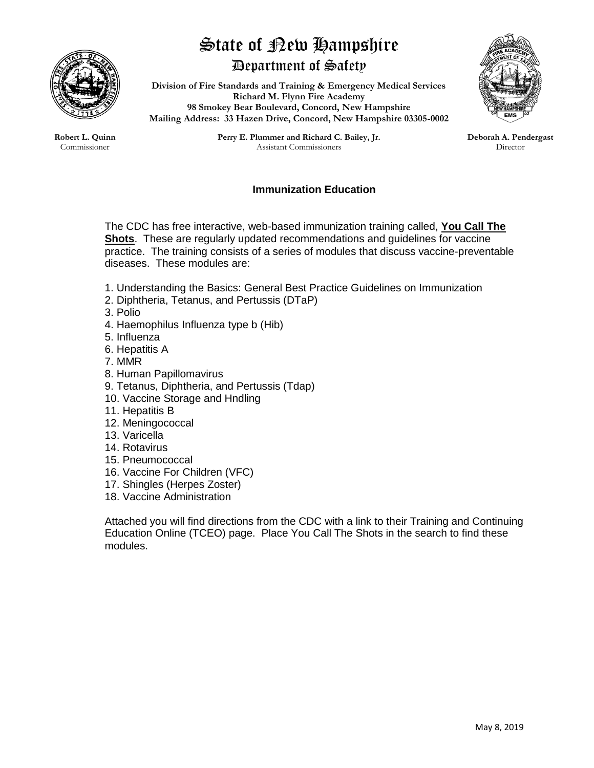# State of New Hampshire
## Department of Safety

**Division of Fire Standards and Training & Emergency Medical Services**
**Richard M. Flynn Fire Academy**
**98 Smokey Bear Boulevard, Concord, New Hampshire**
**Mailing Address: 33 Hazen Drive, Concord, New Hampshire 03305-0002**

**Robert L. Quinn**
Commissioner

**Perry E. Plummer and Richard C. Bailey, Jr.**
Assistant Commissioners

**Deborah A. Pendergast**
Director

### Immunization Education

The CDC has free interactive, web-based immunization training called, **You Call The Shots**. These are regularly updated recommendations and guidelines for vaccine practice. The training consists of a series of modules that discuss vaccine-preventable diseases. These modules are:

1. Understanding the Basics: General Best Practice Guidelines on Immunization
2. Diphtheria, Tetanus, and Pertussis (DTaP)
3. Polio
4. Haemophilus Influenza type b (Hib)
5. Influenza
6. Hepatitis A
7. MMR
8. Human Papillomavirus
9. Tetanus, Diphtheria, and Pertussis (Tdap)
10. Vaccine Storage and Hndling
11. Hepatitis B
12. Meningococcal
13. Varicella
14. Rotavirus
15. Pneumococcal
16. Vaccine For Children (VFC)
17. Shingles (Herpes Zoster)
18. Vaccine Administration

Attached you will find directions from the CDC with a link to their Training and Continuing Education Online (TCEO) page. Place You Call The Shots in the search to find these modules.

May 8, 2019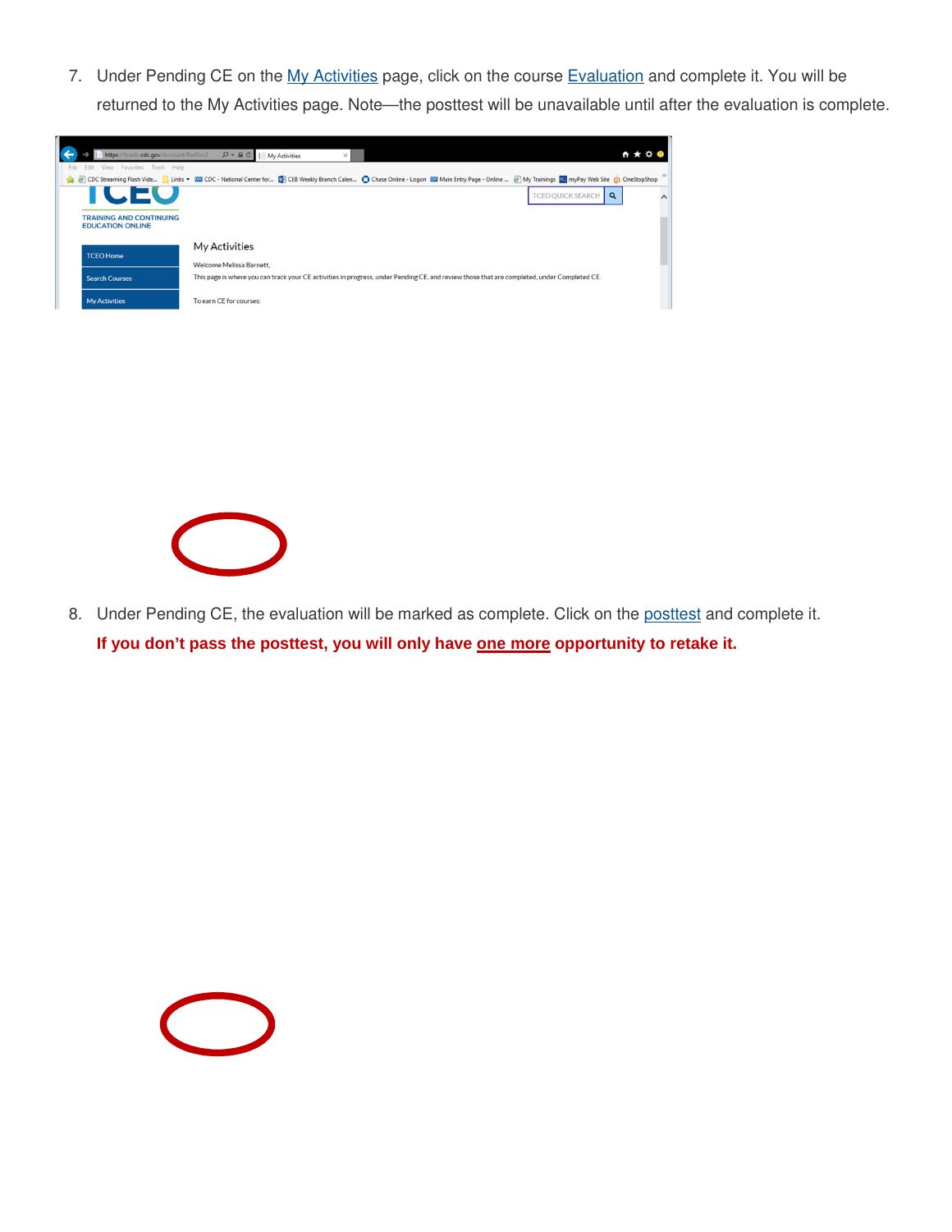7. Under Pending CE on the [My Activities](My Activities) page, click on the course [Evaluation](Evaluation) and complete it. You will be returned to the My Activities page. Note—the posttest will be unavailable until after the evaluation is complete.

8. Under Pending CE, the evaluation will be marked as complete. Click on the [posttest](posttest) and complete it. **If you don't pass the posttest, you will only have <u>one more</u> opportunity to retake it.**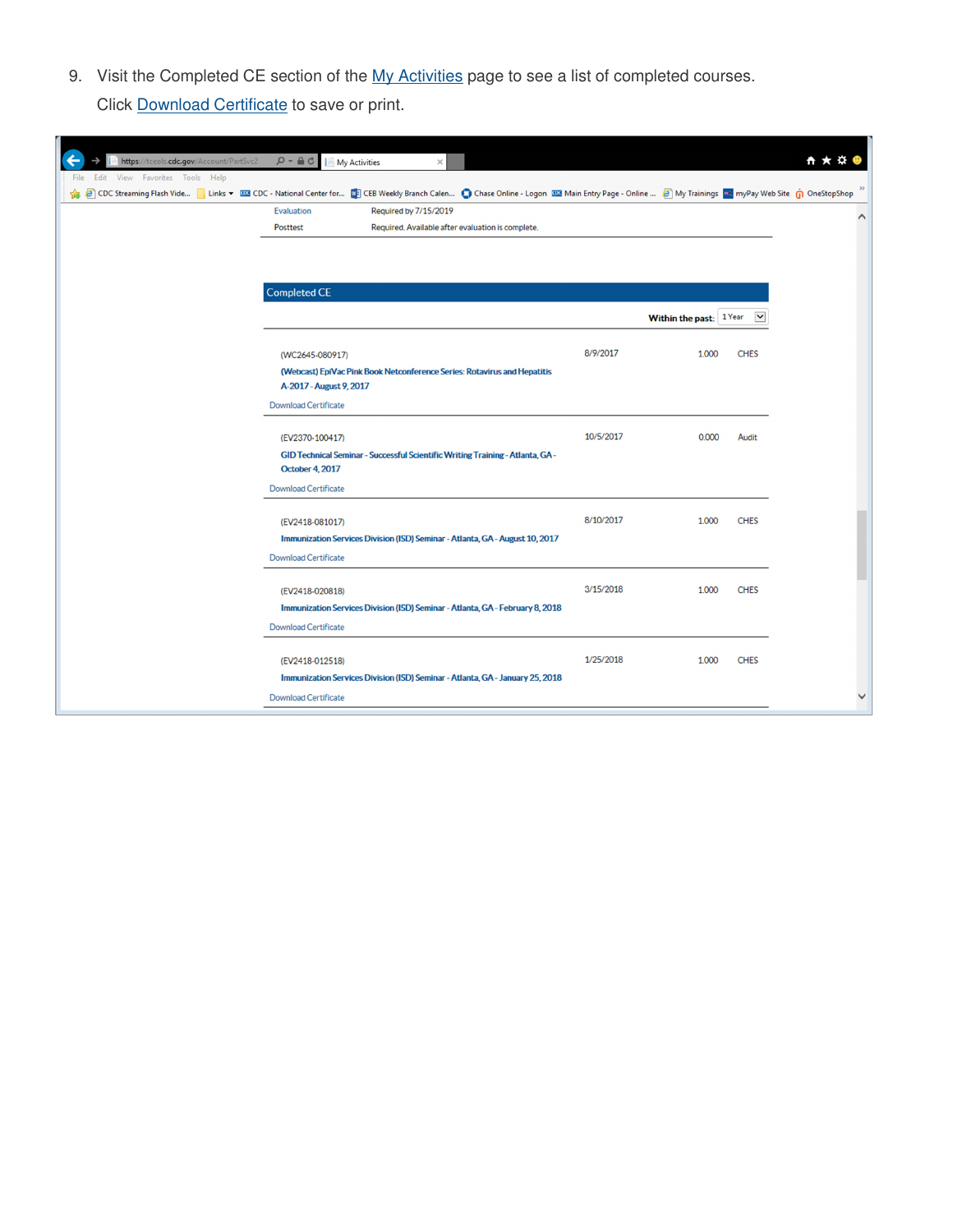9. Visit the Completed CE section of the My Activities page to see a list of completed courses. Click Download Certificate to save or print.

| | |
|---|---|
| Evaluation | Required by 7/15/2019 |
| Posttest | Required. Available after evaluation is complete. |

**Completed CE**

Within the past: 1 Year

| | | | |
|---|---|---|---|
| (WC2645-080917) **(Webcast) EpiVac Pink Book Netconference Series: Rotavirus and Hepatitis A-2017 - August 9, 2017** Download Certificate | 8/9/2017 | 1.000 | CHES |
| (EV2370-100417) **GID Technical Seminar - Successful Scientific Writing Training - Atlanta, GA - October 4, 2017** Download Certificate | 10/5/2017 | 0.000 | Audit |
| (EV2418-081017) **Immunization Services Division (ISD) Seminar - Atlanta, GA - August 10, 2017** Download Certificate | 8/10/2017 | 1.000 | CHES |
| (EV2418-020818) **Immunization Services Division (ISD) Seminar - Atlanta, GA - February 8, 2018** Download Certificate | 3/15/2018 | 1.000 | CHES |
| (EV2418-012518) **Immunization Services Division (ISD) Seminar - Atlanta, GA - January 25, 2018** Download Certificate | 1/25/2018 | 1.000 | CHES |